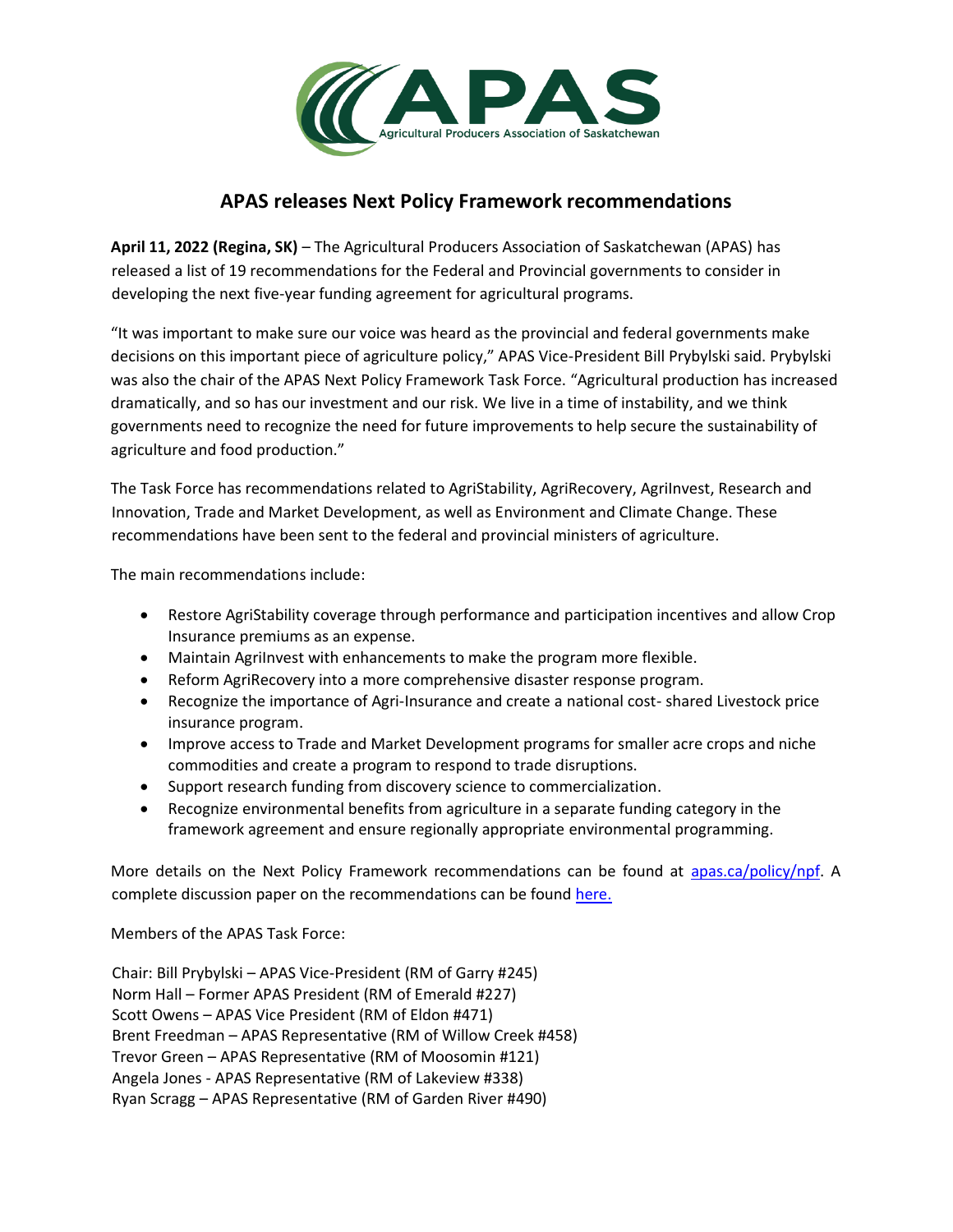# APAS releases Next Policy Framework recommendations

**April 11, 2022 (Regina, SK)** – The Agricultural Producers Association of Saskatchewan (APAS) has released a list of 19 recommendations for the Federal and Provincial governments to consider in developing the next five-year funding agreement for agricultural programs.

"It was important to make sure our voice was heard as the provincial and federal governments make decisions on this important piece of agriculture policy," APAS Vice-President Bill Prybylski said. Prybylski was also the chair of the APAS Next Policy Framework Task Force. "Agricultural production has increased dramatically, and so has our investment and our risk. We live in a time of instability, and we think governments need to recognize the need for future improvements to help secure the sustainability of agriculture and food production."

The Task Force has recommendations related to AgriStability, AgriRecovery, AgriInvest, Research and Innovation, Trade and Market Development, as well as Environment and Climate Change. These recommendations have been sent to the federal and provincial ministers of agriculture.

The main recommendations include:

- Restore AgriStability coverage through performance and participation incentives and allow Crop Insurance premiums as an expense.
- Maintain AgriInvest with enhancements to make the program more flexible.
- Reform AgriRecovery into a more comprehensive disaster response program.
- Recognize the importance of Agri-Insurance and create a national cost- shared Livestock price insurance program.
- Improve access to Trade and Market Development programs for smaller acre crops and niche commodities and create a program to respond to trade disruptions.
- Support research funding from discovery science to commercialization.
- Recognize environmental benefits from agriculture in a separate funding category in the framework agreement and ensure regionally appropriate environmental programming.

More details on the Next Policy Framework recommendations can be found at [apas.ca/policy/npf](apas.ca/policy/npf). A complete discussion paper on the recommendations can be found here.

Members of the APAS Task Force:

Chair: Bill Prybylski – APAS Vice-President (RM of Garry #245)
Norm Hall – Former APAS President (RM of Emerald #227)
Scott Owens – APAS Vice President (RM of Eldon #471)
Brent Freedman – APAS Representative (RM of Willow Creek #458)
Trevor Green – APAS Representative (RM of Moosomin #121)
Angela Jones - APAS Representative (RM of Lakeview #338)
Ryan Scragg – APAS Representative (RM of Garden River #490)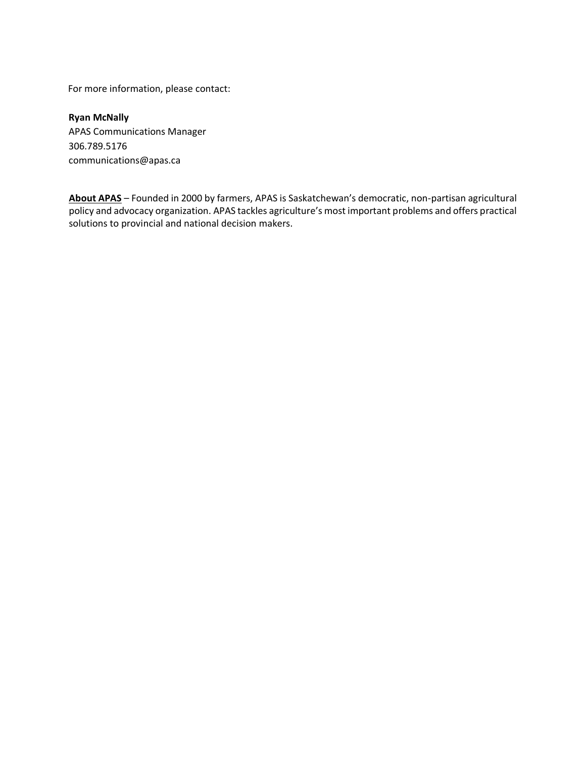For more information, please contact:

**Ryan McNally**
APAS Communications Manager
306.789.5176
communications@apas.ca

**About APAS** – Founded in 2000 by farmers, APAS is Saskatchewan's democratic, non-partisan agricultural policy and advocacy organization. APAS tackles agriculture's most important problems and offers practical solutions to provincial and national decision makers.